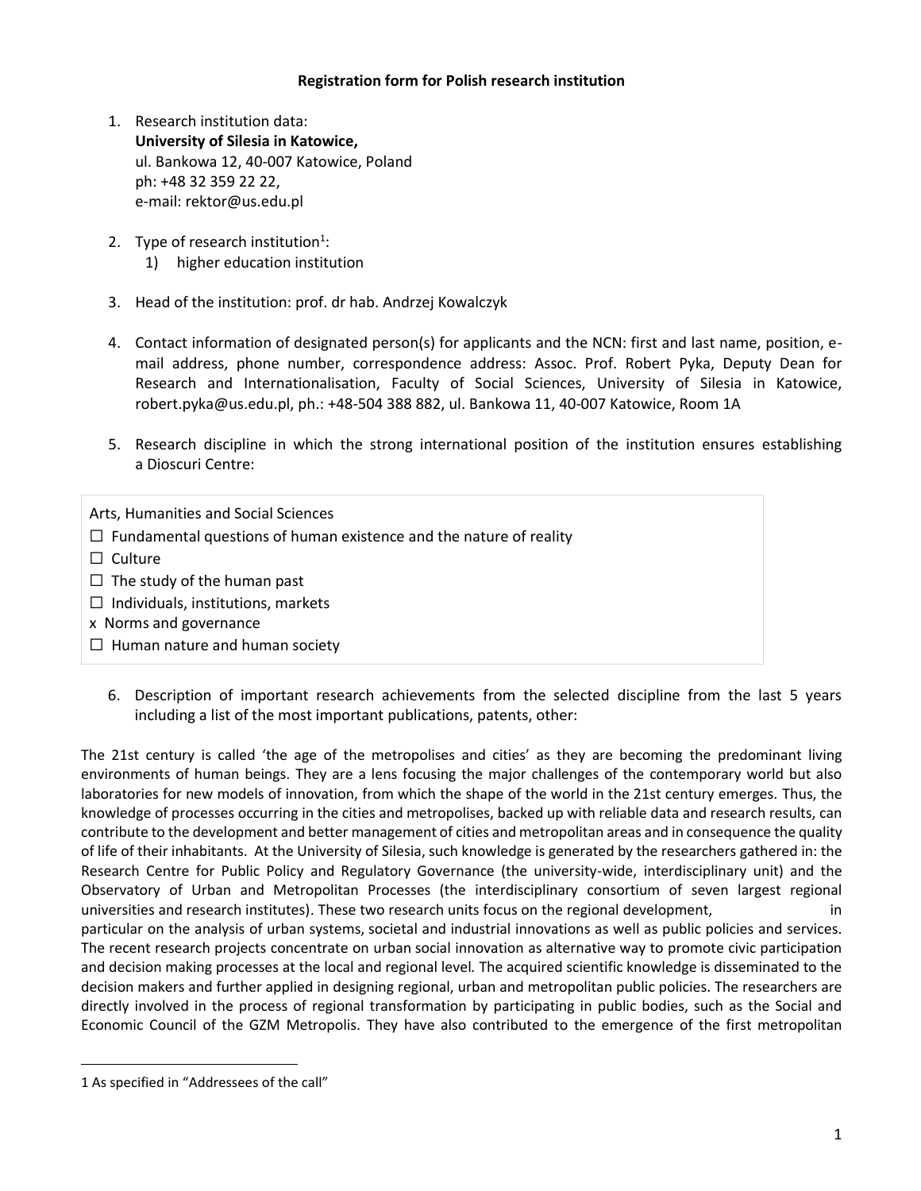**Registration form for Polish research institution**

1. Research institution data:
   **University of Silesia in Katowice,**
   ul. Bankowa 12, 40-007 Katowice, Poland
   ph: +48 32 359 22 22,
   e-mail: rektor@us.edu.pl

2. Type of research institution[1]:
   1) higher education institution

3. Head of the institution: prof. dr hab. Andrzej Kowalczyk

4. Contact information of designated person(s) for applicants and the NCN: first and last name, position, e-mail address, phone number, correspondence address: Assoc. Prof. Robert Pyka, Deputy Dean for Research and Internationalisation, Faculty of Social Sciences, University of Silesia in Katowice, robert.pyka@us.edu.pl, ph.: +48-504 388 882, ul. Bankowa 11, 40-007 Katowice, Room 1A

5. Research discipline in which the strong international position of the institution ensures establishing a Dioscuri Centre:

| Arts, Humanities and Social Sciences |
|---|
| ☐ Fundamental questions of human existence and the nature of reality |
| ☐ Culture |
| ☐ The study of the human past |
| ☐ Individuals, institutions, markets |
| x Norms and governance |
| ☐ Human nature and human society |

6. Description of important research achievements from the selected discipline from the last 5 years including a list of the most important publications, patents, other:

The 21st century is called 'the age of the metropolises and cities' as they are becoming the predominant living environments of human beings. They are a lens focusing the major challenges of the contemporary world but also laboratories for new models of innovation, from which the shape of the world in the 21st century emerges. Thus, the knowledge of processes occurring in the cities and metropolises, backed up with reliable data and research results, can contribute to the development and better management of cities and metropolitan areas and in consequence the quality of life of their inhabitants. At the University of Silesia, such knowledge is generated by the researchers gathered in: the Research Centre for Public Policy and Regulatory Governance (the university-wide, interdisciplinary unit) and the Observatory of Urban and Metropolitan Processes (the interdisciplinary consortium of seven largest regional universities and research institutes). These two research units focus on the regional development, in particular on the analysis of urban systems, societal and industrial innovations as well as public policies and services. The recent research projects concentrate on urban social innovation as alternative way to promote civic participation and decision making processes at the local and regional level. The acquired scientific knowledge is disseminated to the decision makers and further applied in designing regional, urban and metropolitan public policies. The researchers are directly involved in the process of regional transformation by participating in public bodies, such as the Social and Economic Council of the GZM Metropolis. They have also contributed to the emergence of the first metropolitan

1 As specified in "Addressees of the call"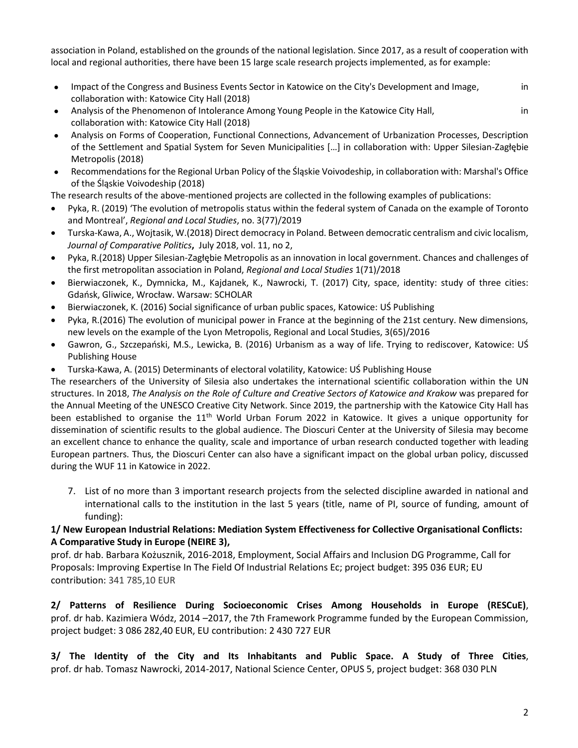association in Poland, established on the grounds of the national legislation. Since 2017, as a result of cooperation with local and regional authorities, there have been 15 large scale research projects implemented, as for example:

- Impact of the Congress and Business Events Sector in Katowice on the City's Development and Image, in collaboration with: Katowice City Hall (2018)
- Analysis of the Phenomenon of Intolerance Among Young People in the Katowice City Hall, in collaboration with: Katowice City Hall (2018)
- Analysis on Forms of Cooperation, Functional Connections, Advancement of Urbanization Processes, Description of the Settlement and Spatial System for Seven Municipalities […] in collaboration with: Upper Silesian-Zagłębie Metropolis (2018)
- Recommendations for the Regional Urban Policy of the Śląskie Voivodeship, in collaboration with: Marshal's Office of the Śląskie Voivodeship (2018)

The research results of the above-mentioned projects are collected in the following examples of publications:

- Pyka, R. (2019) 'The evolution of metropolis status within the federal system of Canada on the example of Toronto and Montreal', *Regional and Local Studies*, no. 3(77)/2019
- Turska-Kawa, A., Wojtasik, W.(2018) Direct democracy in Poland. Between democratic centralism and civic localism, *Journal of Comparative Politics***,** July 2018, vol. 11, no 2,
- Pyka, R.(2018) Upper Silesian-Zagłębie Metropolis as an innovation in local government. Chances and challenges of the first metropolitan association in Poland, *Regional and Local Studies* 1(71)/2018
- Bierwiaczonek, K., Dymnicka, M., Kajdanek, K., Nawrocki, T. (2017) City, space, identity: study of three cities: Gdańsk, Gliwice, Wrocław. Warsaw: SCHOLAR
- Bierwiaczonek, K. (2016) Social significance of urban public spaces, Katowice: UŚ Publishing
- Pyka, R.(2016) The evolution of municipal power in France at the beginning of the 21st century. New dimensions, new levels on the example of the Lyon Metropolis, Regional and Local Studies, 3(65)/2016
- Gawron, G., Szczepański, M.S., Lewicka, B. (2016) Urbanism as a way of life. Trying to rediscover, Katowice: UŚ Publishing House
- Turska-Kawa, A. (2015) Determinants of electoral volatility, Katowice: UŚ Publishing House

The researchers of the University of Silesia also undertakes the international scientific collaboration within the UN structures. In 2018, *The Analysis on the Role of Culture and Creative Sectors of Katowice and Krakow* was prepared for the Annual Meeting of the UNESCO Creative City Network. Since 2019, the partnership with the Katowice City Hall has been established to organise the 11th World Urban Forum 2022 in Katowice. It gives a unique opportunity for dissemination of scientific results to the global audience. The Dioscuri Center at the University of Silesia may become an excellent chance to enhance the quality, scale and importance of urban research conducted together with leading European partners. Thus, the Dioscuri Center can also have a significant impact on the global urban policy, discussed during the WUF 11 in Katowice in 2022.

7. List of no more than 3 important research projects from the selected discipline awarded in national and international calls to the institution in the last 5 years (title, name of PI, source of funding, amount of funding):

**1/ New European Industrial Relations: Mediation System Effectiveness for Collective Organisational Conflicts: A Comparative Study in Europe (NEIRE 3),**
prof. dr hab. Barbara Kożusznik, 2016-2018, Employment, Social Affairs and Inclusion DG Programme, Call for Proposals: Improving Expertise In The Field Of Industrial Relations Ec; project budget: 395 036 EUR; EU contribution: 341 785,10 EUR

**2/ Patterns of Resilience During Socioeconomic Crises Among Households in Europe (RESCuE)**, prof. dr hab. Kazimiera Wódz, 2014 –2017, the 7th Framework Programme funded by the European Commission, project budget: 3 086 282,40 EUR, EU contribution: 2 430 727 EUR

**3/ The Identity of the City and Its Inhabitants and Public Space. A Study of Three Cities**, prof. dr hab. Tomasz Nawrocki, 2014-2017, National Science Center, OPUS 5, project budget: 368 030 PLN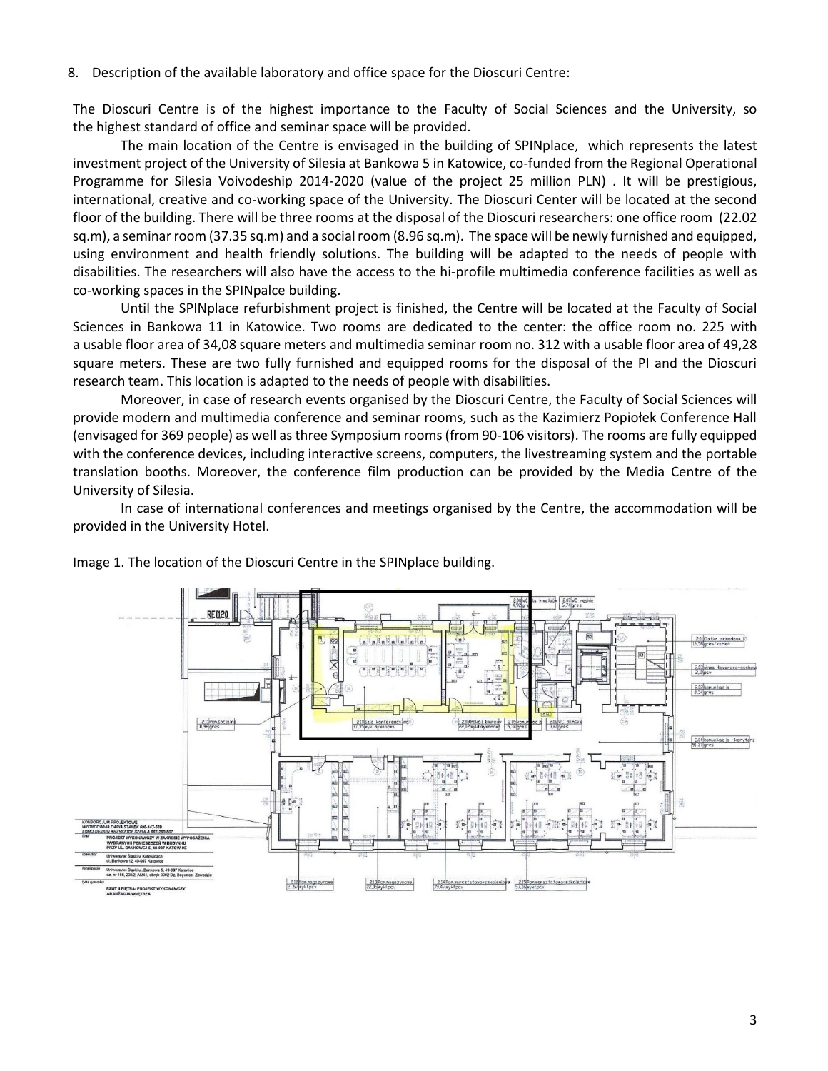8. Description of the available laboratory and office space for the Dioscuri Centre:

The Dioscuri Centre is of the highest importance to the Faculty of Social Sciences and the University, so the highest standard of office and seminar space will be provided.

The main location of the Centre is envisaged in the building of SPINplace, which represents the latest investment project of the University of Silesia at Bankowa 5 in Katowice, co-funded from the Regional Operational Programme for Silesia Voivodeship 2014-2020 (value of the project 25 million PLN) . It will be prestigious, international, creative and co-working space of the University. The Dioscuri Center will be located at the second floor of the building. There will be three rooms at the disposal of the Dioscuri researchers: one office room (22.02 sq.m), a seminar room (37.35 sq.m) and a social room (8.96 sq.m). The space will be newly furnished and equipped, using environment and health friendly solutions. The building will be adapted to the needs of people with disabilities. The researchers will also have the access to the hi-profile multimedia conference facilities as well as co-working spaces in the SPINpalce building.

Until the SPINplace refurbishment project is finished, the Centre will be located at the Faculty of Social Sciences in Bankowa 11 in Katowice. Two rooms are dedicated to the center: the office room no. 225 with a usable floor area of 34,08 square meters and multimedia seminar room no. 312 with a usable floor area of 49,28 square meters. These are two fully furnished and equipped rooms for the disposal of the PI and the Dioscuri research team. This location is adapted to the needs of people with disabilities.

Moreover, in case of research events organised by the Dioscuri Centre, the Faculty of Social Sciences will provide modern and multimedia conference and seminar rooms, such as the Kazimierz Popiołek Conference Hall (envisaged for 369 people) as well as three Symposium rooms (from 90-106 visitors). The rooms are fully equipped with the conference devices, including interactive screens, computers, the livestreaming system and the portable translation booths. Moreover, the conference film production can be provided by the Media Centre of the University of Silesia.

In case of international conferences and meetings organised by the Centre, the accommodation will be provided in the University Hotel.

Image 1. The location of the Dioscuri Centre in the SPINplace building.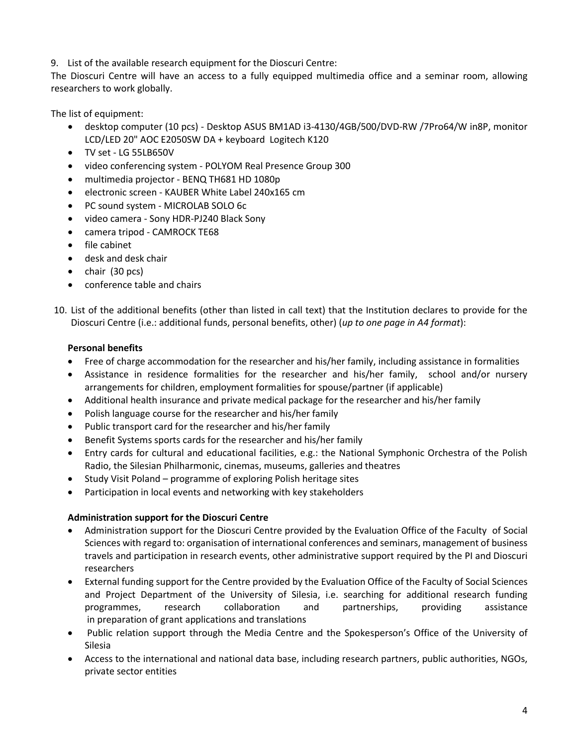9. List of the available research equipment for the Dioscuri Centre:

The Dioscuri Centre will have an access to a fully equipped multimedia office and a seminar room, allowing researchers to work globally.

The list of equipment:

- desktop computer (10 pcs) - Desktop ASUS BM1AD i3-4130/4GB/500/DVD-RW /7Pro64/W in8P, monitor LCD/LED 20" AOC E2050SW DA + keyboard Logitech K120
- TV set - LG 55LB650V
- video conferencing system - POLYOM Real Presence Group 300
- multimedia projector - BENQ TH681 HD 1080p
- electronic screen - KAUBER White Label 240x165 cm
- PC sound system - MICROLAB SOLO 6c
- video camera - Sony HDR-PJ240 Black Sony
- camera tripod - CAMROCK TE68
- file cabinet
- desk and desk chair
- chair (30 pcs)
- conference table and chairs

10. List of the additional benefits (other than listed in call text) that the Institution declares to provide for the Dioscuri Centre (i.e.: additional funds, personal benefits, other) (*up to one page in A4 format*):

**Personal benefits**

- Free of charge accommodation for the researcher and his/her family, including assistance in formalities
- Assistance in residence formalities for the researcher and his/her family, school and/or nursery arrangements for children, employment formalities for spouse/partner (if applicable)
- Additional health insurance and private medical package for the researcher and his/her family
- Polish language course for the researcher and his/her family
- Public transport card for the researcher and his/her family
- Benefit Systems sports cards for the researcher and his/her family
- Entry cards for cultural and educational facilities, e.g.: the National Symphonic Orchestra of the Polish Radio, the Silesian Philharmonic, cinemas, museums, galleries and theatres
- Study Visit Poland – programme of exploring Polish heritage sites
- Participation in local events and networking with key stakeholders

**Administration support for the Dioscuri Centre**

- Administration support for the Dioscuri Centre provided by the Evaluation Office of the Faculty of Social Sciences with regard to: organisation of international conferences and seminars, management of business travels and participation in research events, other administrative support required by the PI and Dioscuri researchers
- External funding support for the Centre provided by the Evaluation Office of the Faculty of Social Sciences and Project Department of the University of Silesia, i.e. searching for additional research funding programmes, research collaboration and partnerships, providing assistance in preparation of grant applications and translations
- Public relation support through the Media Centre and the Spokesperson's Office of the University of Silesia
- Access to the international and national data base, including research partners, public authorities, NGOs, private sector entities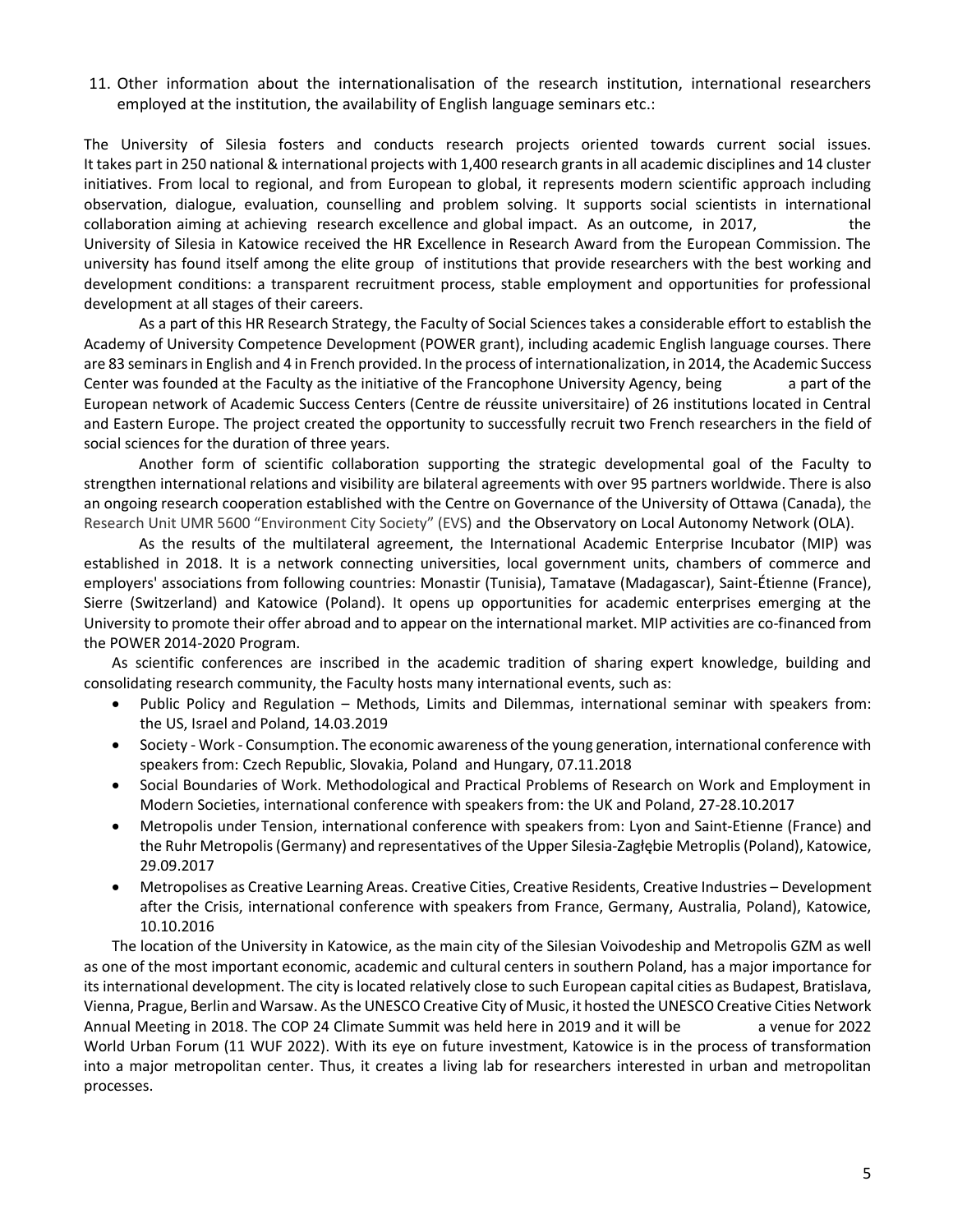11. Other information about the internationalisation of the research institution, international researchers employed at the institution, the availability of English language seminars etc.:

The University of Silesia fosters and conducts research projects oriented towards current social issues. It takes part in 250 national & international projects with 1,400 research grants in all academic disciplines and 14 cluster initiatives. From local to regional, and from European to global, it represents modern scientific approach including observation, dialogue, evaluation, counselling and problem solving. It supports social scientists in international collaboration aiming at achieving research excellence and global impact. As an outcome, in 2017, the University of Silesia in Katowice received the HR Excellence in Research Award from the European Commission. The university has found itself among the elite group of institutions that provide researchers with the best working and development conditions: a transparent recruitment process, stable employment and opportunities for professional development at all stages of their careers.

As a part of this HR Research Strategy, the Faculty of Social Sciences takes a considerable effort to establish the Academy of University Competence Development (POWER grant), including academic English language courses. There are 83 seminars in English and 4 in French provided. In the process of internationalization, in 2014, the Academic Success Center was founded at the Faculty as the initiative of the Francophone University Agency, being a part of the European network of Academic Success Centers (Centre de réussite universitaire) of 26 institutions located in Central and Eastern Europe. The project created the opportunity to successfully recruit two French researchers in the field of social sciences for the duration of three years.

Another form of scientific collaboration supporting the strategic developmental goal of the Faculty to strengthen international relations and visibility are bilateral agreements with over 95 partners worldwide. There is also an ongoing research cooperation established with the Centre on Governance of the University of Ottawa (Canada), the Research Unit UMR 5600 "Environment City Society" (EVS) and the Observatory on Local Autonomy Network (OLA).

As the results of the multilateral agreement, the International Academic Enterprise Incubator (MIP) was established in 2018. It is a network connecting universities, local government units, chambers of commerce and employers' associations from following countries: Monastir (Tunisia), Tamatave (Madagascar), Saint-Étienne (France), Sierre (Switzerland) and Katowice (Poland). It opens up opportunities for academic enterprises emerging at the University to promote their offer abroad and to appear on the international market. MIP activities are co-financed from the POWER 2014-2020 Program.

As scientific conferences are inscribed in the academic tradition of sharing expert knowledge, building and consolidating research community, the Faculty hosts many international events, such as:

- Public Policy and Regulation – Methods, Limits and Dilemmas, international seminar with speakers from: the US, Israel and Poland, 14.03.2019
- Society - Work - Consumption. The economic awareness of the young generation, international conference with speakers from: Czech Republic, Slovakia, Poland and Hungary, 07.11.2018
- Social Boundaries of Work. Methodological and Practical Problems of Research on Work and Employment in Modern Societies, international conference with speakers from: the UK and Poland, 27-28.10.2017
- Metropolis under Tension, international conference with speakers from: Lyon and Saint-Etienne (France) and the Ruhr Metropolis (Germany) and representatives of the Upper Silesia-Zagłębie Metroplis (Poland), Katowice, 29.09.2017
- Metropolises as Creative Learning Areas. Creative Cities, Creative Residents, Creative Industries – Development after the Crisis, international conference with speakers from France, Germany, Australia, Poland), Katowice, 10.10.2016

The location of the University in Katowice, as the main city of the Silesian Voivodeship and Metropolis GZM as well as one of the most important economic, academic and cultural centers in southern Poland, has a major importance for its international development. The city is located relatively close to such European capital cities as Budapest, Bratislava, Vienna, Prague, Berlin and Warsaw. As the UNESCO Creative City of Music, it hosted the UNESCO Creative Cities Network Annual Meeting in 2018. The COP 24 Climate Summit was held here in 2019 and it will be a venue for 2022 World Urban Forum (11 WUF 2022). With its eye on future investment, Katowice is in the process of transformation into a major metropolitan center. Thus, it creates a living lab for researchers interested in urban and metropolitan processes.